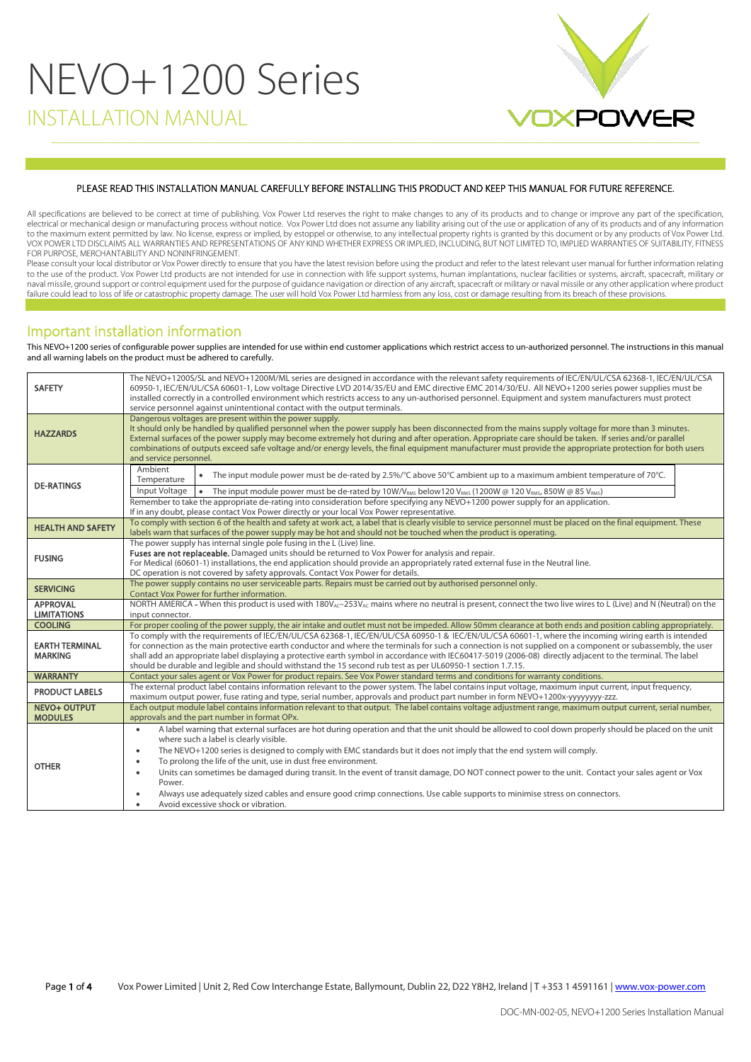# NEVO+1200 Series

## INSTALLATION MANUAL

PLEASE READ THIS INSTALLATION MANUAL CAREFULLY BEFORE INSTALLING THIS PRODUCT AND KEEP THIS MANUAL FOR FUTURE REFERENCE.

All specifications are believed to be correct at time of publishing. Vox Power Ltd reserves the right to make changes to any of its products and to change or improve any part of the specification, electrical or mechanical design or manufacturing process without notice. Vox Power Ltd does not assume any liability arising out of the use or application of any of its products and of any information to the maximum extent permitted by law. No license, express or implied, by estoppel or otherwise, to any intellectual property rights is granted by this document or by any products of Vox Power Ltd. VOX POWER LTD DISCLAIMS ALL WARRANTIES AND REPRESENTATIONS OF ANY KIND WHETHER EXPRESS OR IMPLIED, INCLUDING, BUT NOT LIMITED TO, IMPLIED WARRANTIES OF SUITABILITY, FITNESS FOR PURPOSE, MERCHANTABILITY AND NONINFRINGEMENT.
Please consult your local distributor or Vox Power directly to ensure that you have the latest revision before using the product and refer to the latest relevant user manual for further information relating to the use of the product. Vox Power Ltd products are not intended for use in connection with life support systems, human implantations, nuclear facilities or systems, aircraft, spacecraft, military or naval missile, ground support or control equipment used for the purpose of guidance navigation or direction of any aircraft, spacecraft or military or naval missile or any other application where product failure could lead to loss of life or catastrophic property damage. The user will hold Vox Power Ltd harmless from any loss, cost or damage resulting from its breach of these provisions.

## Important installation information

This NEVO+1200 series of configurable power supplies are intended for use within end customer applications which restrict access to un-authorized personnel. The instructions in this manual and all warning labels on the product must be adhered to carefully.

| | |
|---|---|
| **SAFETY** | The NEVO+1200S/SL and NEVO+1200M/ML series are designed in accordance with the relevant safety requirements of IEC/EN/UL/CSA 62368-1, IEC/EN/UL/CSA 60950-1, IEC/EN/UL/CSA 60601-1, Low voltage Directive LVD 2014/35/EU and EMC directive EMC 2014/30/EU. All NEVO+1200 series power supplies must be installed correctly in a controlled environment which restricts access to any un-authorised personnel. Equipment and system manufacturers must protect service personnel against unintentional contact with the output terminals. |
| **HAZZARDS** | Dangerous voltages are present within the power supply.<br>It should only be handled by qualified personnel when the power supply has been disconnected from the mains supply voltage for more than 3 minutes.<br>External surfaces of the power supply may become extremely hot during and after operation. Appropriate care should be taken. If series and/or parallel combinations of outputs exceed safe voltage and/or energy levels, the final equipment manufacturer must provide the appropriate protection for both users and service personnel. |
| **DE-RATINGS** | Ambient Temperature: • The input module power must be de-rated by 2.5%/°C above 50°C ambient up to a maximum ambient temperature of 70°C.<br>Input Voltage: • The input module power must be de-rated by 10W/$V_{RMS}$ below120 $V_{RMS}$ (1200W @ 120 $V_{RMS}$, 850W @ 85 $V_{RMS}$)<br>Remember to take the appropriate de-rating into consideration before specifying any NEVO+1200 power supply for an application.<br>If in any doubt, please contact Vox Power directly or your local Vox Power representative. |
| **HEALTH AND SAFETY** | To comply with section 6 of the health and safety at work act, a label that is clearly visible to service personnel must be placed on the final equipment. These labels warn that surfaces of the power supply may be hot and should not be touched when the product is operating. |
| **FUSING** | The power supply has internal single pole fusing in the L (Live) line.<br>**Fuses are not replaceable.** Damaged units should be returned to Vox Power for analysis and repair.<br>For Medical (60601-1) installations, the end application should provide an appropriately rated external fuse in the Neutral line.<br>DC operation is not covered by safety approvals. Contact Vox Power for details. |
| **SERVICING** | The power supply contains no user serviceable parts. Repairs must be carried out by authorised personnel only.<br>Contact Vox Power for further information. |
| **APPROVAL LIMITATIONS** | NORTH AMERICA - When this product is used with 180$V_{AC}$–253$V_{AC}$ mains where no neutral is present, connect the two live wires to L (Live) and N (Neutral) on the input connector. |
| **COOLING** | For proper cooling of the power supply, the air intake and outlet must not be impeded. Allow 50mm clearance at both ends and position cabling appropriately. |
| **EARTH TERMINAL MARKING** | To comply with the requirements of IEC/EN/UL/CSA 62368-1, IEC/EN/UL/CSA 60950-1 & IEC/EN/UL/CSA 60601-1, where the incoming wiring earth is intended for connection as the main protective earth conductor and where the terminals for such a connection is not supplied on a component or subassembly, the user shall add an appropriate label displaying a protective earth symbol in accordance with IEC60417-5019 (2006-08) directly adjacent to the terminal. The label should be durable and legible and should withstand the 15 second rub test as per UL60950-1 section 1.7.15. |
| **WARRANTY** | Contact your sales agent or Vox Power for product repairs. See Vox Power standard terms and conditions for warranty conditions. |
| **PRODUCT LABELS** | The external product label contains information relevant to the power system. The label contains input voltage, maximum input current, input frequency, maximum output power, fuse rating and type, serial number, approvals and product part number in form NEVO+1200x-yyyyyyyy-zzz. |
| **NEVO+ OUTPUT MODULES** | Each output module label contains information relevant to that output. The label contains voltage adjustment range, maximum output current, serial number, approvals and the part number in format OPx. |
| **OTHER** | • A label warning that external surfaces are hot during operation and that the unit should be allowed to cool down properly should be placed on the unit where such a label is clearly visible.<br>• The NEVO+1200 series is designed to comply with EMC standards but it does not imply that the end system will comply.<br>• To prolong the life of the unit, use in dust free environment.<br>• Units can sometimes be damaged during transit. In the event of transit damage, DO NOT connect power to the unit. Contact your sales agent or Vox Power.<br>• Always use adequately sized cables and ensure good crimp connections. Use cable supports to minimise stress on connectors.<br>• Avoid excessive shock or vibration. |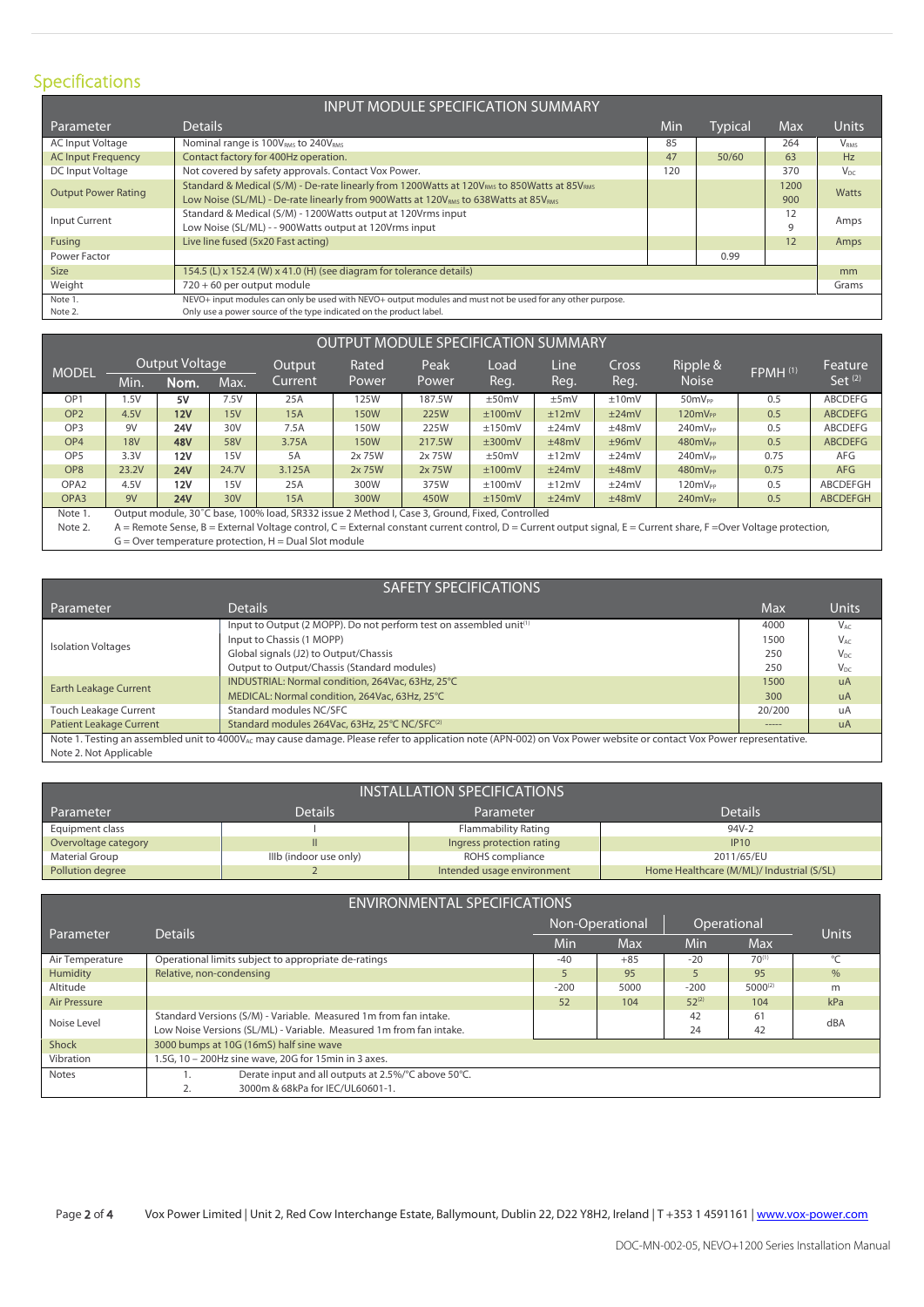## Specifications

| INPUT MODULE SPECIFICATION SUMMARY | | | | | |
|---|---|---|---|---|---|
| Parameter | Details | Min | Typical | Max | Units |
| AC Input Voltage | Nominal range is 100V$_{RMS}$ to 240V$_{RMS}$ | 85 | | 264 | V$_{RMS}$ |
| AC Input Frequency | Contact factory for 400Hz operation. | 47 | 50/60 | 63 | Hz |
| DC Input Voltage | Not covered by safety approvals. Contact Vox Power. | 120 | | 370 | V$_{DC}$ |
| Output Power Rating | Standard & Medical (S/M) - De-rate linearly from 1200Watts at 120V$_{RMS}$ to 850Watts at 85V$_{RMS}$<br>Low Noise (SL/ML) - De-rate linearly from 900Watts at 120V$_{RMS}$ to 638Watts at 85V$_{RMS}$ | | | 1200<br>900 | Watts |
| Input Current | Standard & Medical (S/M) - 1200Watts output at 120Vrms input<br>Low Noise (SL/ML) - - 900Watts output at 120Vrms input | | | 12<br>9 | Amps |
| Fusing | Live line fused (5x20 Fast acting) | | | 12 | Amps |
| Power Factor | | | 0.99 | | |
| Size | 154.5 (L) x 152.4 (W) x 41.0 (H) (see diagram for tolerance details) | | | | mm |
| Weight | 720 + 60 per output module | | | | Grams |
| Note 1. | NEVO+ input modules can only be used with NEVO+ output modules and must not be used for any other purpose. | | | | |
| Note 2. | Only use a power source of the type indicated on the product label. | | | | |

| OUTPUT MODULE SPECIFICATION SUMMARY | | | | | | | | | | | | |
|---|---|---|---|---|---|---|---|---|---|---|---|---|
| MODEL | Output Voltage | | | Output Current | Rated Power | Peak Power | Load Reg. | Line Reg. | Cross Reg. | Ripple & Noise | FPMH [1] | Feature Set [2] |
| | Min. | Nom. | Max. | | | | | | | | | |
| OP1 | 1.5V | **5V** | 7.5V | 25A | 125W | 187.5W | ±50mV | ±5mV | ±10mV | 50mV$_{PP}$ | 0.5 | ABCDEFG |
| OP2 | 4.5V | **12V** | 15V | 15A | 150W | 225W | ±100mV | ±12mV | ±24mV | 120mV$_{PP}$ | 0.5 | ABCDEFG |
| OP3 | 9V | **24V** | 30V | 7.5A | 150W | 225W | ±150mV | ±24mV | ±48mV | 240mV$_{PP}$ | 0.5 | ABCDEFG |
| OP4 | 18V | **48V** | 58V | 3.75A | 150W | 217.5W | ±300mV | ±48mV | ±96mV | 480mV$_{PP}$ | 0.5 | ABCDEFG |
| OP5 | 3.3V | **12V** | 15V | 5A | 2x 75W | 2x 75W | ±50mV | ±12mV | ±24mV | 240mV$_{PP}$ | 0.75 | AFG |
| OP8 | 23.2V | **24V** | 24.7V | 3.125A | 2x 75W | 2x 75W | ±100mV | ±24mV | ±48mV | 480mV$_{PP}$ | 0.75 | AFG |
| OPA2 | 4.5V | **12V** | 15V | 25A | 300W | 375W | ±100mV | ±12mV | ±24mV | 120mV$_{PP}$ | 0.5 | ABCDEFGH |
| OPA3 | 9V | **24V** | 30V | 15A | 300W | 450W | ±150mV | ±24mV | ±48mV | 240mV$_{PP}$ | 0.5 | ABCDEFGH |

Note 1. Output module, 30˚C base, 100% load, SR332 issue 2 Method I, Case 3, Ground, Fixed, Controlled

Note 2. A = Remote Sense, B = External Voltage control, C = External constant current control, D = Current output signal, E = Current share, F =Over Voltage protection, G = Over temperature protection, H = Dual Slot module

| SAFETY SPECIFICATIONS | | | |
|---|---|---|---|
| Parameter | Details | Max | Units |
| Isolation Voltages | Input to Output (2 MOPP). Do not perform test on assembled unit[1] | 4000 | V$_{AC}$ |
| | Input to Chassis (1 MOPP) | 1500 | V$_{AC}$ |
| | Global signals (J2) to Output/Chassis | 250 | V$_{DC}$ |
| | Output to Output/Chassis (Standard modules) | 250 | V$_{DC}$ |
| Earth Leakage Current | INDUSTRIAL: Normal condition, 264Vac, 63Hz, 25°C | 1500 | uA |
| | MEDICAL: Normal condition, 264Vac, 63Hz, 25°C | 300 | uA |
| Touch Leakage Current | Standard modules NC/SFC | 20/200 | uA |
| Patient Leakage Current | Standard modules 264Vac, 63Hz, 25°C NC/SFC[2] | ----- | uA |

Note 1. Testing an assembled unit to 4000V$_{AC}$ may cause damage. Please refer to application note (APN-002) on Vox Power website or contact Vox Power representative.

Note 2. Not Applicable

| INSTALLATION SPECIFICATIONS | | | |
|---|---|---|---|
| Parameter | Details | Parameter | Details |
| Equipment class | I | Flammability Rating | 94V-2 |
| Overvoltage category | II | Ingress protection rating | IP10 |
| Material Group | IIIb (indoor use only) | ROHS compliance | 2011/65/EU |
| Pollution degree | 2 | Intended usage environment | Home Healthcare (M/ML)/ Industrial (S/SL) |

| ENVIRONMENTAL SPECIFICATIONS | | | | | | |
|---|---|---|---|---|---|---|
| Parameter | Details | Non-Operational | | Operational | | Units |
| | | Min | Max | Min | Max | |
| Air Temperature | Operational limits subject to appropriate de-ratings | -40 | +85 | -20 | 70[1] | °C |
| Humidity | Relative, non-condensing | 5 | 95 | 5 | 95 | % |
| Altitude | | -200 | 5000 | -200 | 5000[2] | m |
| Air Pressure | | 52 | 104 | 52[2] | 104 | kPa |
| Noise Level | Standard Versions (S/M) - Variable. Measured 1m from fan intake.<br>Low Noise Versions (SL/ML) - Variable. Measured 1m from fan intake. | | | 42<br>24 | 61<br>42 | dBA |
| Shock | 3000 bumps at 10G (16mS) half sine wave | | | | | |
| Vibration | 1.5G, 10 – 200Hz sine wave, 20G for 15min in 3 axes. | | | | | |
| Notes | 1. Derate input and all outputs at 2.5%/°C above 50°C.<br>2. 3000m & 68kPa for IEC/UL60601-1. | | | | | |

Vox Power Limited | Unit 2, Red Cow Interchange Estate, Ballymount, Dublin 22, D22 Y8H2, Ireland | T +353 1 4591161 | www.vox-power.com

DOC-MN-002-05, NEVO+1200 Series Installation Manual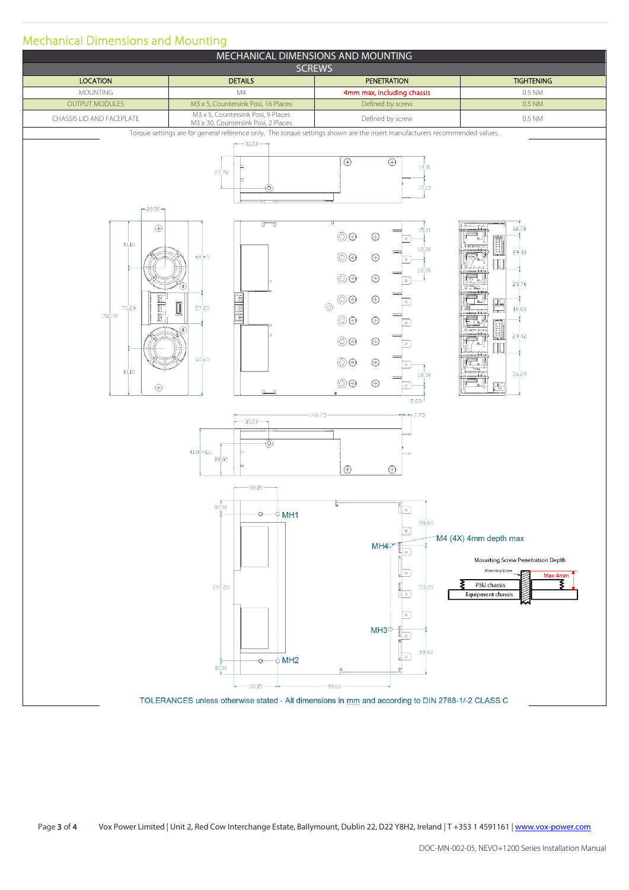## Mechanical Dimensions and Mounting

| MECHANICAL DIMENSIONS AND MOUNTING | | | |
|---|---|---|---|
| SCREWS | | | |
| LOCATION | DETAILS | PENETRATION | TIGHTENING |
| MOUNTING | M4 | 4mm max, including chassis | 0.5 NM |
| OUTPUT MODULES | M3 x 5, Countersink Posi, 16 Places | Defined by screw | 0.5 NM |
| CHASSIS LID AND FACEPLATE | M3 x 5, Countersink Posi, 9 Places<br>M3 x 30, Countersink Posi, 2 Places | Defined by screw | 0.5 NM |

Torque settings are for general reference only. The torque settings shown are the insert manufacturers recommended values.

MH1

MH2

MH3

MH4

M4 (4X) 4mm depth max

Mounting Screw Penetration Depth

Mounting Screw

PSU chassis

Equipment chassis

Max 4mm

TOLERANCES unless otherwise stated - All dimensions in mm and according to DIN 2768-1/-2 CLASS C

DOC-MN-002-05, NEVO+1200 Series Installation Manual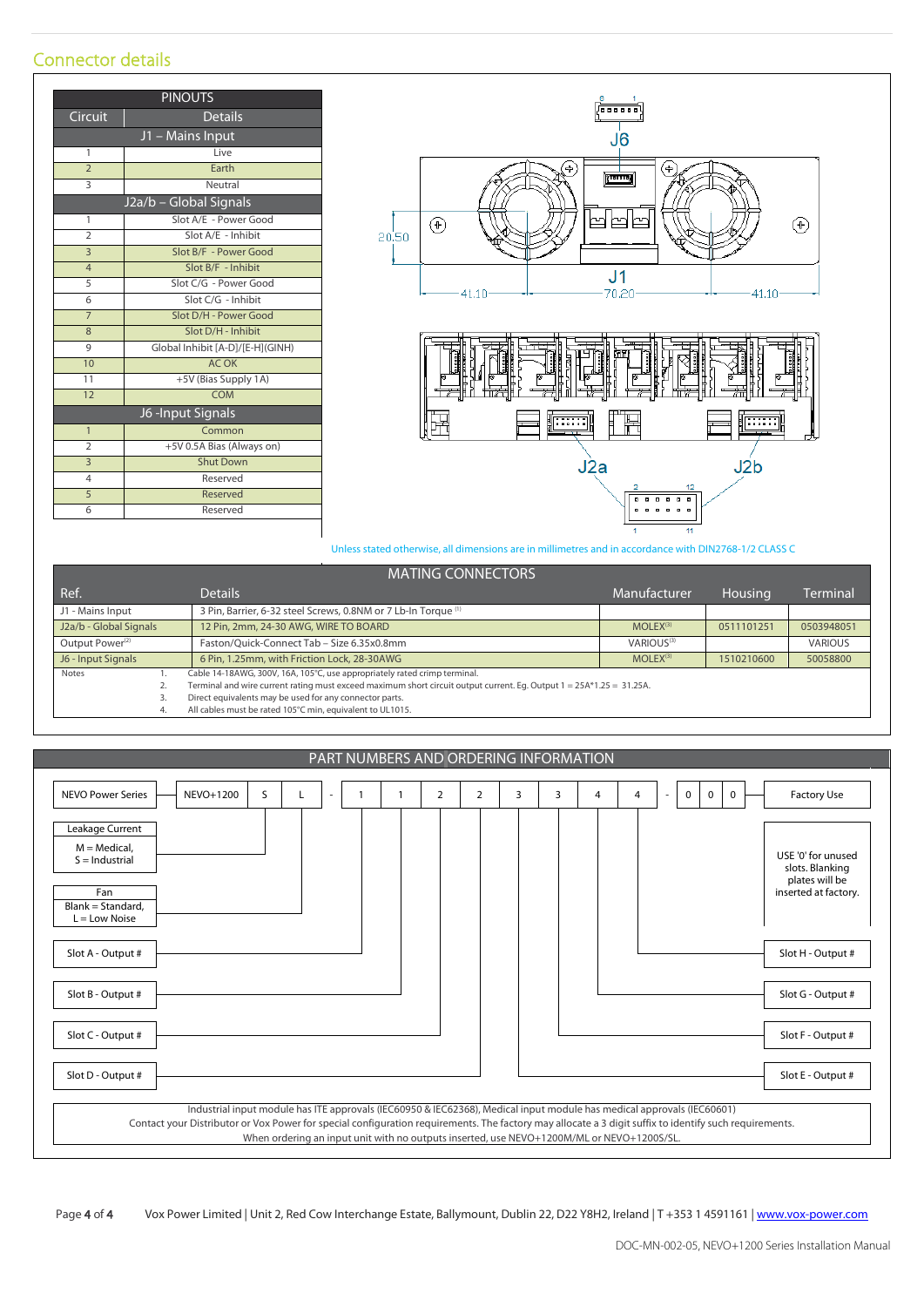## Connector details

| Circuit | Details |
|---|---|
| **J1 – Mains Input** | |
| 1 | Live |
| 2 | Earth |
| 3 | Neutral |
| **J2a/b – Global Signals** | |
| 1 | Slot A/E - Power Good |
| 2 | Slot A/E - Inhibit |
| 3 | Slot B/F - Power Good |
| 4 | Slot B/F - Inhibit |
| 5 | Slot C/G - Power Good |
| 6 | Slot C/G - Inhibit |
| 7 | Slot D/H - Power Good |
| 8 | Slot D/H - Inhibit |
| 9 | Global Inhibit [A-D]/[E-H](GINH) |
| 10 | AC OK |
| 11 | +5V (Bias Supply 1A) |
| 12 | COM |
| **J6 -Input Signals** | |
| 1 | Common |
| 2 | +5V 0.5A Bias (Always on) |
| 3 | Shut Down |
| 4 | Reserved |
| 5 | Reserved |
| 6 | Reserved |

J6
20.50
J1
41.10
70.20
41.10
J2a
J2b
2 12
1 11

Unless stated otherwise, all dimensions are in millimetres and in accordance with DIN2768-1/2 CLASS C

### MATING CONNECTORS

| Ref. | Details | Manufacturer | Housing | Terminal |
|---|---|---|---|---|
| J1 - Mains Input | 3 Pin, Barrier, 6-32 steel Screws, 0.8NM or 7 Lb-In Torque [1] | | | |
| J2a/b - Global Signals | 12 Pin, 2mm, 24-30 AWG, WIRE TO BOARD | MOLEX[3] | 0511101251 | 0503948051 |
| Output Power[2] | Faston/Quick-Connect Tab – Size 6.35x0.8mm | VARIOUS[3] | | VARIOUS |
| J6 - Input Signals | 6 Pin, 1.25mm, with Friction Lock, 28-30AWG | MOLEX[3] | 1510210600 | 50058800 |

Notes
1. Cable 14-18AWG, 300V, 16A, 105°C, use appropriately rated crimp terminal.
2. Terminal and wire current rating must exceed maximum short circuit output current. Eg. Output 1 = 25A*1.25 = 31.25A.
3. Direct equivalents may be used for any connector parts.
4. All cables must be rated 105°C min, equivalent to UL1015.

### PART NUMBERS AND ORDERING INFORMATION

NEVO Power Series | NEVO+1200 | S | L | - | 1 | 1 | 2 | 2 | 3 | 3 | 4 | 4 | - | 0 | 0 | 0 | Factory Use

- Leakage Current: M = Medical, S = Industrial
- Fan: Blank = Standard, L = Low Noise
- Slot A - Output #
- Slot B - Output #
- Slot C - Output #
- Slot D - Output #
- Slot E - Output #
- Slot F - Output #
- Slot G - Output #
- Slot H - Output #

USE '0' for unused slots. Blanking plates will be inserted at factory.

Industrial input module has ITE approvals (IEC60950 & IEC62368), Medical input module has medical approvals (IEC60601)
Contact your Distributor or Vox Power for special configuration requirements. The factory may allocate a 3 digit suffix to identify such requirements.
When ordering an input unit with no outputs inserted, use NEVO+1200M/ML or NEVO+1200S/SL.

Vox Power Limited | Unit 2, Red Cow Interchange Estate, Ballymount, Dublin 22, D22 Y8H2, Ireland | T +353 1 4591161 | www.vox-power.com

DOC-MN-002-05, NEVO+1200 Series Installation Manual